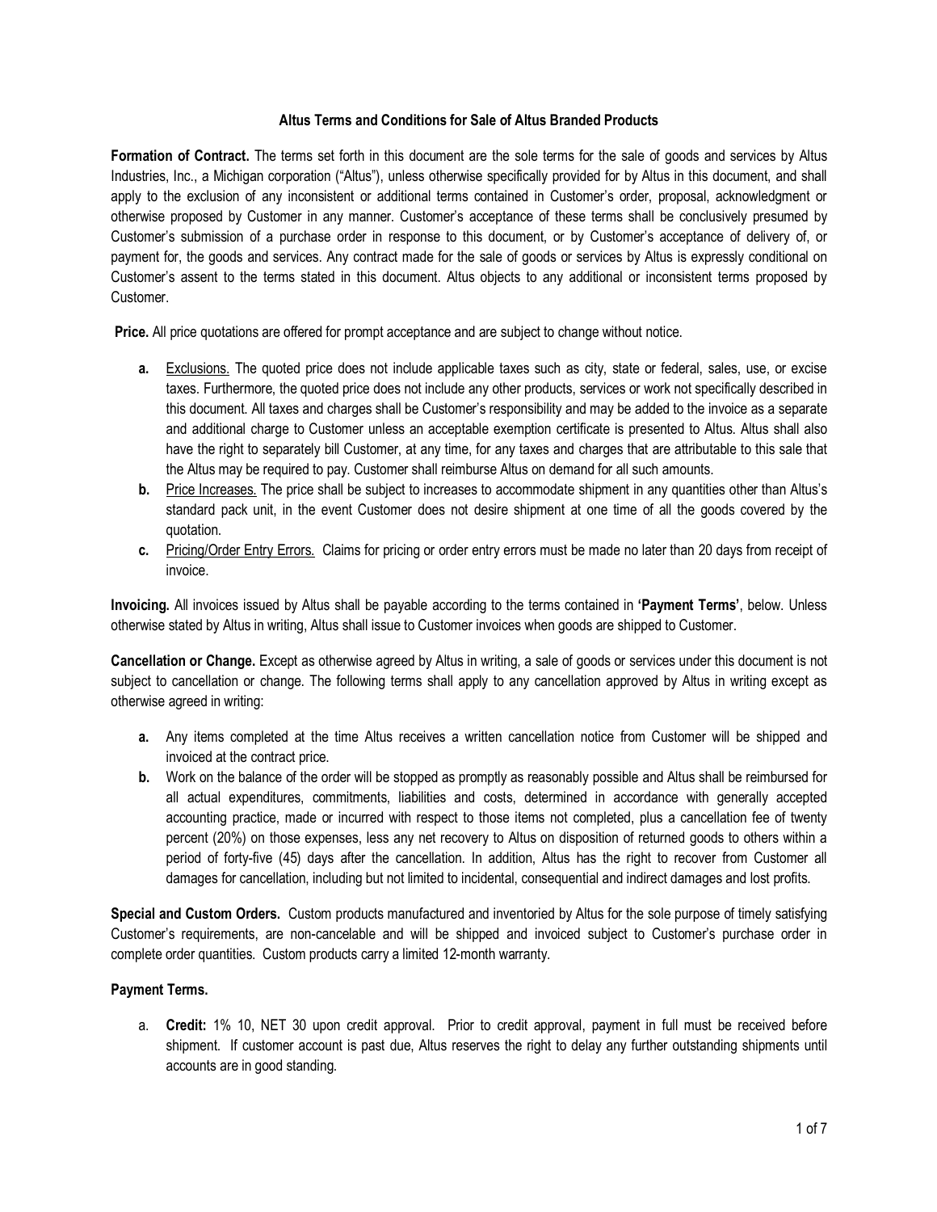# Altus Terms and Conditions for Sale of Altus Branded Products

**Formation of Contract.** The terms set forth in this document are the sole terms for the sale of goods and services by Altus Industries, Inc., a Michigan corporation ("Altus"), unless otherwise specifically provided for by Altus in this document, and shall apply to the exclusion of any inconsistent or additional terms contained in Customer's order, proposal, acknowledgment or otherwise proposed by Customer in any manner. Customer's acceptance of these terms shall be conclusively presumed by Customer's submission of a purchase order in response to this document, or by Customer's acceptance of delivery of, or payment for, the goods and services. Any contract made for the sale of goods or services by Altus is expressly conditional on Customer's assent to the terms stated in this document. Altus objects to any additional or inconsistent terms proposed by Customer.

**Price.** All price quotations are offered for prompt acceptance and are subject to change without notice.

- **a.** Exclusions. The quoted price does not include applicable taxes such as city, state or federal, sales, use, or excise taxes. Furthermore, the quoted price does not include any other products, services or work not specifically described in this document. All taxes and charges shall be Customer's responsibility and may be added to the invoice as a separate and additional charge to Customer unless an acceptable exemption certificate is presented to Altus. Altus shall also have the right to separately bill Customer, at any time, for any taxes and charges that are attributable to this sale that the Altus may be required to pay. Customer shall reimburse Altus on demand for all such amounts.
- **b.** Price Increases. The price shall be subject to increases to accommodate shipment in any quantities other than Altus's standard pack unit, in the event Customer does not desire shipment at one time of all the goods covered by the quotation.
- **c.** Pricing/Order Entry Errors. Claims for pricing or order entry errors must be made no later than 20 days from receipt of invoice.

**Invoicing.** All invoices issued by Altus shall be payable according to the terms contained in **'Payment Terms'**, below. Unless otherwise stated by Altus in writing, Altus shall issue to Customer invoices when goods are shipped to Customer.

**Cancellation or Change.** Except as otherwise agreed by Altus in writing, a sale of goods or services under this document is not subject to cancellation or change. The following terms shall apply to any cancellation approved by Altus in writing except as otherwise agreed in writing:

- **a.** Any items completed at the time Altus receives a written cancellation notice from Customer will be shipped and invoiced at the contract price.
- **b.** Work on the balance of the order will be stopped as promptly as reasonably possible and Altus shall be reimbursed for all actual expenditures, commitments, liabilities and costs, determined in accordance with generally accepted accounting practice, made or incurred with respect to those items not completed, plus a cancellation fee of twenty percent (20%) on those expenses, less any net recovery to Altus on disposition of returned goods to others within a period of forty-five (45) days after the cancellation. In addition, Altus has the right to recover from Customer all damages for cancellation, including but not limited to incidental, consequential and indirect damages and lost profits.

**Special and Custom Orders.** Custom products manufactured and inventoried by Altus for the sole purpose of timely satisfying Customer's requirements, are non-cancelable and will be shipped and invoiced subject to Customer's purchase order in complete order quantities. Custom products carry a limited 12-month warranty.

**Payment Terms.**

a. **Credit:** 1% 10, NET 30 upon credit approval. Prior to credit approval, payment in full must be received before shipment. If customer account is past due, Altus reserves the right to delay any further outstanding shipments until accounts are in good standing.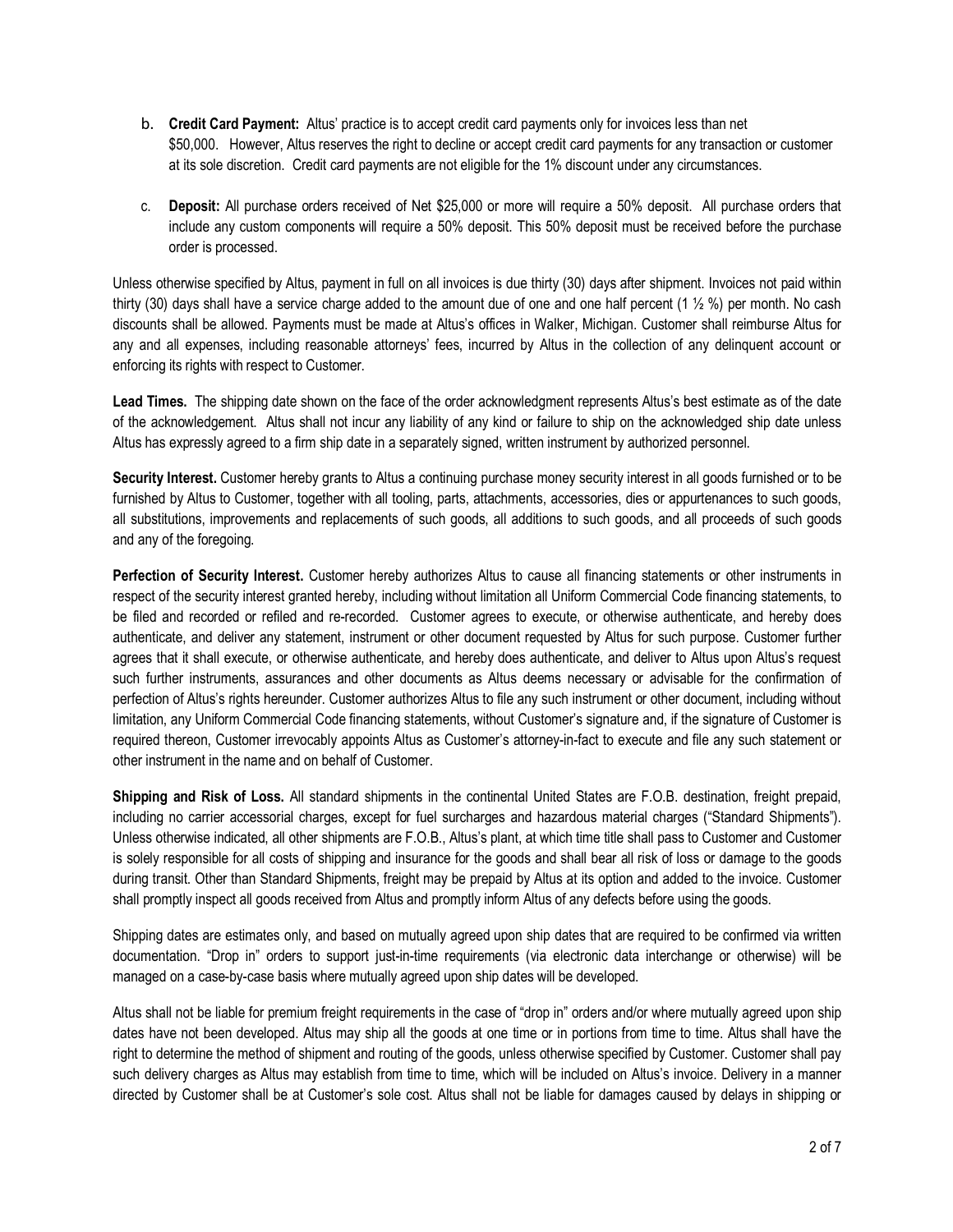b. **Credit Card Payment:** Altus' practice is to accept credit card payments only for invoices less than net $50,000. However, Altus reserves the right to decline or accept credit card payments for any transaction or customer at its sole discretion. Credit card payments are not eligible for the 1% discount under any circumstances.

c. **Deposit:** All purchase orders received of Net $25,000 or more will require a 50% deposit. All purchase orders that include any custom components will require a 50% deposit. This 50% deposit must be received before the purchase order is processed.

Unless otherwise specified by Altus, payment in full on all invoices is due thirty (30) days after shipment. Invoices not paid within thirty (30) days shall have a service charge added to the amount due of one and one half percent (1 ½ %) per month. No cash discounts shall be allowed. Payments must be made at Altus's offices in Walker, Michigan. Customer shall reimburse Altus for any and all expenses, including reasonable attorneys' fees, incurred by Altus in the collection of any delinquent account or enforcing its rights with respect to Customer.

**Lead Times.** The shipping date shown on the face of the order acknowledgment represents Altus's best estimate as of the date of the acknowledgement. Altus shall not incur any liability of any kind or failure to ship on the acknowledged ship date unless Altus has expressly agreed to a firm ship date in a separately signed, written instrument by authorized personnel.

**Security Interest.** Customer hereby grants to Altus a continuing purchase money security interest in all goods furnished or to be furnished by Altus to Customer, together with all tooling, parts, attachments, accessories, dies or appurtenances to such goods, all substitutions, improvements and replacements of such goods, all additions to such goods, and all proceeds of such goods and any of the foregoing.

**Perfection of Security Interest.** Customer hereby authorizes Altus to cause all financing statements or other instruments in respect of the security interest granted hereby, including without limitation all Uniform Commercial Code financing statements, to be filed and recorded or refiled and re-recorded. Customer agrees to execute, or otherwise authenticate, and hereby does authenticate, and deliver any statement, instrument or other document requested by Altus for such purpose. Customer further agrees that it shall execute, or otherwise authenticate, and hereby does authenticate, and deliver to Altus upon Altus's request such further instruments, assurances and other documents as Altus deems necessary or advisable for the confirmation of perfection of Altus's rights hereunder. Customer authorizes Altus to file any such instrument or other document, including without limitation, any Uniform Commercial Code financing statements, without Customer's signature and, if the signature of Customer is required thereon, Customer irrevocably appoints Altus as Customer's attorney-in-fact to execute and file any such statement or other instrument in the name and on behalf of Customer.

**Shipping and Risk of Loss.** All standard shipments in the continental United States are F.O.B. destination, freight prepaid, including no carrier accessorial charges, except for fuel surcharges and hazardous material charges ("Standard Shipments"). Unless otherwise indicated, all other shipments are F.O.B., Altus's plant, at which time title shall pass to Customer and Customer is solely responsible for all costs of shipping and insurance for the goods and shall bear all risk of loss or damage to the goods during transit. Other than Standard Shipments, freight may be prepaid by Altus at its option and added to the invoice. Customer shall promptly inspect all goods received from Altus and promptly inform Altus of any defects before using the goods.

Shipping dates are estimates only, and based on mutually agreed upon ship dates that are required to be confirmed via written documentation. "Drop in" orders to support just-in-time requirements (via electronic data interchange or otherwise) will be managed on a case-by-case basis where mutually agreed upon ship dates will be developed.

Altus shall not be liable for premium freight requirements in the case of "drop in" orders and/or where mutually agreed upon ship dates have not been developed. Altus may ship all the goods at one time or in portions from time to time. Altus shall have the right to determine the method of shipment and routing of the goods, unless otherwise specified by Customer. Customer shall pay such delivery charges as Altus may establish from time to time, which will be included on Altus's invoice. Delivery in a manner directed by Customer shall be at Customer's sole cost. Altus shall not be liable for damages caused by delays in shipping or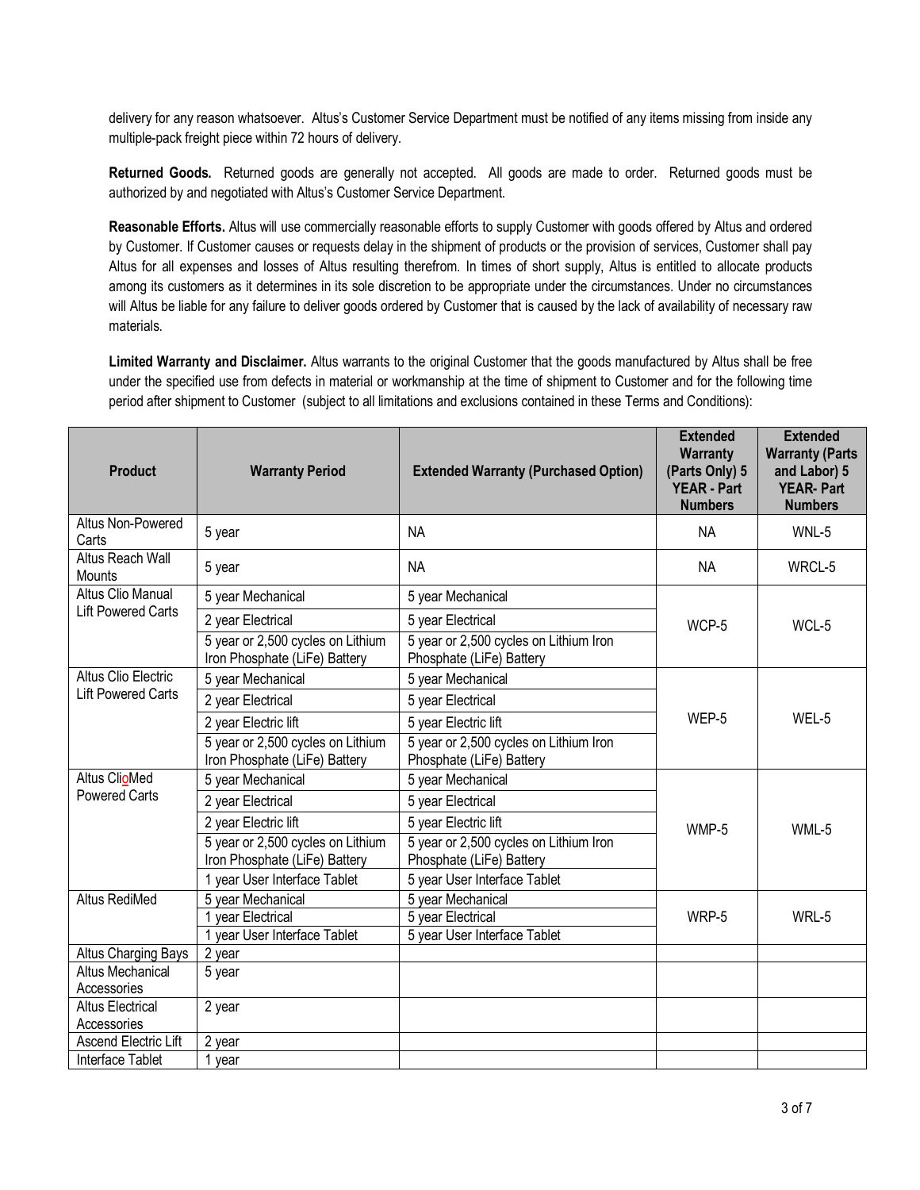delivery for any reason whatsoever. Altus's Customer Service Department must be notified of any items missing from inside any multiple-pack freight piece within 72 hours of delivery.

**Returned Goods.** Returned goods are generally not accepted. All goods are made to order. Returned goods must be authorized by and negotiated with Altus's Customer Service Department.

**Reasonable Efforts.** Altus will use commercially reasonable efforts to supply Customer with goods offered by Altus and ordered by Customer. If Customer causes or requests delay in the shipment of products or the provision of services, Customer shall pay Altus for all expenses and losses of Altus resulting therefrom. In times of short supply, Altus is entitled to allocate products among its customers as it determines in its sole discretion to be appropriate under the circumstances. Under no circumstances will Altus be liable for any failure to deliver goods ordered by Customer that is caused by the lack of availability of necessary raw materials.

**Limited Warranty and Disclaimer.** Altus warrants to the original Customer that the goods manufactured by Altus shall be free under the specified use from defects in material or workmanship at the time of shipment to Customer and for the following time period after shipment to Customer (subject to all limitations and exclusions contained in these Terms and Conditions):

| Product | Warranty Period | Extended Warranty (Purchased Option) | Extended Warranty (Parts Only) 5 YEAR - Part Numbers | Extended Warranty (Parts and Labor) 5 YEAR- Part Numbers |
|---|---|---|---|---|
| Altus Non-Powered Carts | 5 year | NA | NA | WNL-5 |
| Altus Reach Wall Mounts | 5 year | NA | NA | WRCL-5 |
| Altus Clio Manual Lift Powered Carts | 5 year Mechanical | 5 year Mechanical | WCP-5 | WCL-5 |
| | 2 year Electrical | 5 year Electrical | | |
| | 5 year or 2,500 cycles on Lithium Iron Phosphate (LiFe) Battery | 5 year or 2,500 cycles on Lithium Iron Phosphate (LiFe) Battery | | |
| Altus Clio Electric Lift Powered Carts | 5 year Mechanical | 5 year Mechanical | WEP-5 | WEL-5 |
| | 2 year Electrical | 5 year Electrical | | |
| | 2 year Electric lift | 5 year Electric lift | | |
| | 5 year or 2,500 cycles on Lithium Iron Phosphate (LiFe) Battery | 5 year or 2,500 cycles on Lithium Iron Phosphate (LiFe) Battery | | |
| Altus ClioMed Powered Carts | 5 year Mechanical | 5 year Mechanical | WMP-5 | WML-5 |
| | 2 year Electrical | 5 year Electrical | | |
| | 2 year Electric lift | 5 year Electric lift | | |
| | 5 year or 2,500 cycles on Lithium Iron Phosphate (LiFe) Battery | 5 year or 2,500 cycles on Lithium Iron Phosphate (LiFe) Battery | | |
| | 1 year User Interface Tablet | 5 year User Interface Tablet | | |
| Altus RediMed | 5 year Mechanical | 5 year Mechanical | WRP-5 | WRL-5 |
| | 1 year Electrical | 5 year Electrical | | |
| | 1 year User Interface Tablet | 5 year User Interface Tablet | | |
| Altus Charging Bays | 2 year | | | |
| Altus Mechanical Accessories | 5 year | | | |
| Altus Electrical Accessories | 2 year | | | |
| Ascend Electric Lift | 2 year | | | |
| Interface Tablet | 1 year | | | |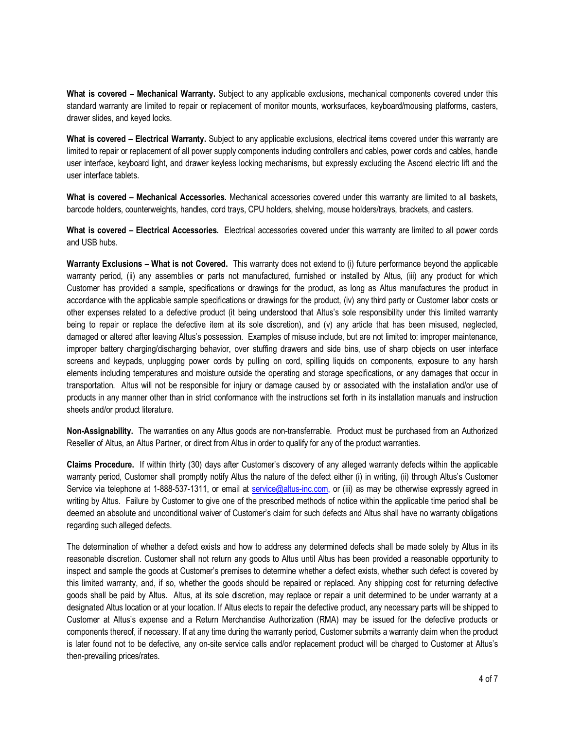**What is covered – Mechanical Warranty.** Subject to any applicable exclusions, mechanical components covered under this standard warranty are limited to repair or replacement of monitor mounts, worksurfaces, keyboard/mousing platforms, casters, drawer slides, and keyed locks.

**What is covered – Electrical Warranty.** Subject to any applicable exclusions, electrical items covered under this warranty are limited to repair or replacement of all power supply components including controllers and cables, power cords and cables, handle user interface, keyboard light, and drawer keyless locking mechanisms, but expressly excluding the Ascend electric lift and the user interface tablets.

**What is covered – Mechanical Accessories.** Mechanical accessories covered under this warranty are limited to all baskets, barcode holders, counterweights, handles, cord trays, CPU holders, shelving, mouse holders/trays, brackets, and casters.

**What is covered – Electrical Accessories.** Electrical accessories covered under this warranty are limited to all power cords and USB hubs.

**Warranty Exclusions – What is not Covered.** This warranty does not extend to (i) future performance beyond the applicable warranty period, (ii) any assemblies or parts not manufactured, furnished or installed by Altus, (iii) any product for which Customer has provided a sample, specifications or drawings for the product, as long as Altus manufactures the product in accordance with the applicable sample specifications or drawings for the product, (iv) any third party or Customer labor costs or other expenses related to a defective product (it being understood that Altus's sole responsibility under this limited warranty being to repair or replace the defective item at its sole discretion), and (v) any article that has been misused, neglected, damaged or altered after leaving Altus's possession. Examples of misuse include, but are not limited to: improper maintenance, improper battery charging/discharging behavior, over stuffing drawers and side bins, use of sharp objects on user interface screens and keypads, unplugging power cords by pulling on cord, spilling liquids on components, exposure to any harsh elements including temperatures and moisture outside the operating and storage specifications, or any damages that occur in transportation. Altus will not be responsible for injury or damage caused by or associated with the installation and/or use of products in any manner other than in strict conformance with the instructions set forth in its installation manuals and instruction sheets and/or product literature.

**Non-Assignability.** The warranties on any Altus goods are non-transferrable. Product must be purchased from an Authorized Reseller of Altus, an Altus Partner, or direct from Altus in order to qualify for any of the product warranties.

**Claims Procedure.** If within thirty (30) days after Customer's discovery of any alleged warranty defects within the applicable warranty period, Customer shall promptly notify Altus the nature of the defect either (i) in writing, (ii) through Altus's Customer Service via telephone at 1-888-537-1311, or email at service@altus-inc.com, or (iii) as may be otherwise expressly agreed in writing by Altus. Failure by Customer to give one of the prescribed methods of notice within the applicable time period shall be deemed an absolute and unconditional waiver of Customer's claim for such defects and Altus shall have no warranty obligations regarding such alleged defects.

The determination of whether a defect exists and how to address any determined defects shall be made solely by Altus in its reasonable discretion. Customer shall not return any goods to Altus until Altus has been provided a reasonable opportunity to inspect and sample the goods at Customer's premises to determine whether a defect exists, whether such defect is covered by this limited warranty, and, if so, whether the goods should be repaired or replaced. Any shipping cost for returning defective goods shall be paid by Altus. Altus, at its sole discretion, may replace or repair a unit determined to be under warranty at a designated Altus location or at your location. If Altus elects to repair the defective product, any necessary parts will be shipped to Customer at Altus's expense and a Return Merchandise Authorization (RMA) may be issued for the defective products or components thereof, if necessary. If at any time during the warranty period, Customer submits a warranty claim when the product is later found not to be defective, any on-site service calls and/or replacement product will be charged to Customer at Altus's then-prevailing prices/rates.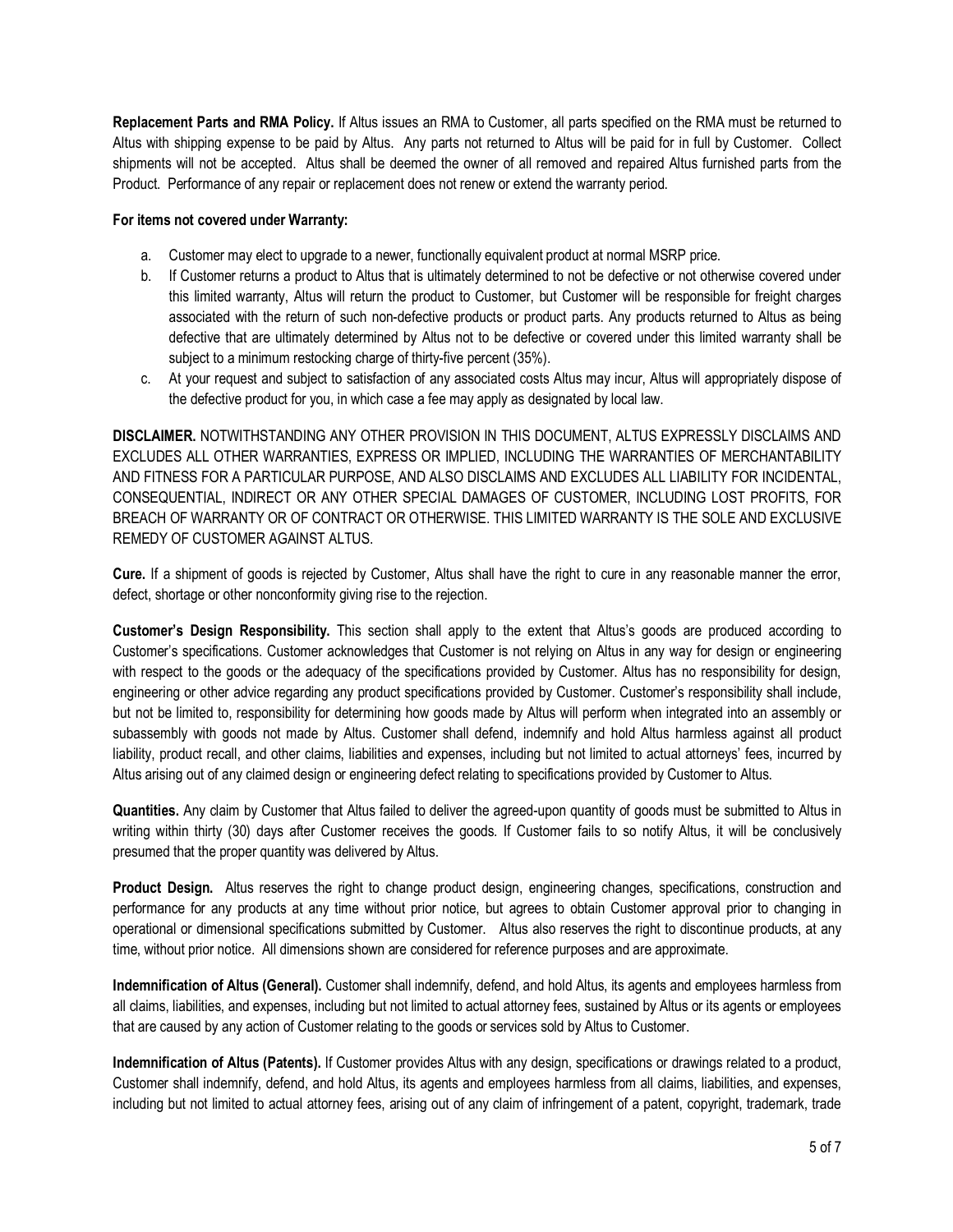**Replacement Parts and RMA Policy.** If Altus issues an RMA to Customer, all parts specified on the RMA must be returned to Altus with shipping expense to be paid by Altus. Any parts not returned to Altus will be paid for in full by Customer. Collect shipments will not be accepted. Altus shall be deemed the owner of all removed and repaired Altus furnished parts from the Product. Performance of any repair or replacement does not renew or extend the warranty period.

**For items not covered under Warranty:**

a. Customer may elect to upgrade to a newer, functionally equivalent product at normal MSRP price.
b. If Customer returns a product to Altus that is ultimately determined to not be defective or not otherwise covered under this limited warranty, Altus will return the product to Customer, but Customer will be responsible for freight charges associated with the return of such non-defective products or product parts. Any products returned to Altus as being defective that are ultimately determined by Altus not to be defective or covered under this limited warranty shall be subject to a minimum restocking charge of thirty-five percent (35%).
c. At your request and subject to satisfaction of any associated costs Altus may incur, Altus will appropriately dispose of the defective product for you, in which case a fee may apply as designated by local law.

**DISCLAIMER.** NOTWITHSTANDING ANY OTHER PROVISION IN THIS DOCUMENT, ALTUS EXPRESSLY DISCLAIMS AND EXCLUDES ALL OTHER WARRANTIES, EXPRESS OR IMPLIED, INCLUDING THE WARRANTIES OF MERCHANTABILITY AND FITNESS FOR A PARTICULAR PURPOSE, AND ALSO DISCLAIMS AND EXCLUDES ALL LIABILITY FOR INCIDENTAL, CONSEQUENTIAL, INDIRECT OR ANY OTHER SPECIAL DAMAGES OF CUSTOMER, INCLUDING LOST PROFITS, FOR BREACH OF WARRANTY OR OF CONTRACT OR OTHERWISE. THIS LIMITED WARRANTY IS THE SOLE AND EXCLUSIVE REMEDY OF CUSTOMER AGAINST ALTUS.

**Cure.** If a shipment of goods is rejected by Customer, Altus shall have the right to cure in any reasonable manner the error, defect, shortage or other nonconformity giving rise to the rejection.

**Customer's Design Responsibility.** This section shall apply to the extent that Altus's goods are produced according to Customer's specifications. Customer acknowledges that Customer is not relying on Altus in any way for design or engineering with respect to the goods or the adequacy of the specifications provided by Customer. Altus has no responsibility for design, engineering or other advice regarding any product specifications provided by Customer. Customer's responsibility shall include, but not be limited to, responsibility for determining how goods made by Altus will perform when integrated into an assembly or subassembly with goods not made by Altus. Customer shall defend, indemnify and hold Altus harmless against all product liability, product recall, and other claims, liabilities and expenses, including but not limited to actual attorneys' fees, incurred by Altus arising out of any claimed design or engineering defect relating to specifications provided by Customer to Altus.

**Quantities.** Any claim by Customer that Altus failed to deliver the agreed-upon quantity of goods must be submitted to Altus in writing within thirty (30) days after Customer receives the goods. If Customer fails to so notify Altus, it will be conclusively presumed that the proper quantity was delivered by Altus.

**Product Design.** Altus reserves the right to change product design, engineering changes, specifications, construction and performance for any products at any time without prior notice, but agrees to obtain Customer approval prior to changing in operational or dimensional specifications submitted by Customer. Altus also reserves the right to discontinue products, at any time, without prior notice. All dimensions shown are considered for reference purposes and are approximate.

**Indemnification of Altus (General).** Customer shall indemnify, defend, and hold Altus, its agents and employees harmless from all claims, liabilities, and expenses, including but not limited to actual attorney fees, sustained by Altus or its agents or employees that are caused by any action of Customer relating to the goods or services sold by Altus to Customer.

**Indemnification of Altus (Patents).** If Customer provides Altus with any design, specifications or drawings related to a product, Customer shall indemnify, defend, and hold Altus, its agents and employees harmless from all claims, liabilities, and expenses, including but not limited to actual attorney fees, arising out of any claim of infringement of a patent, copyright, trademark, trade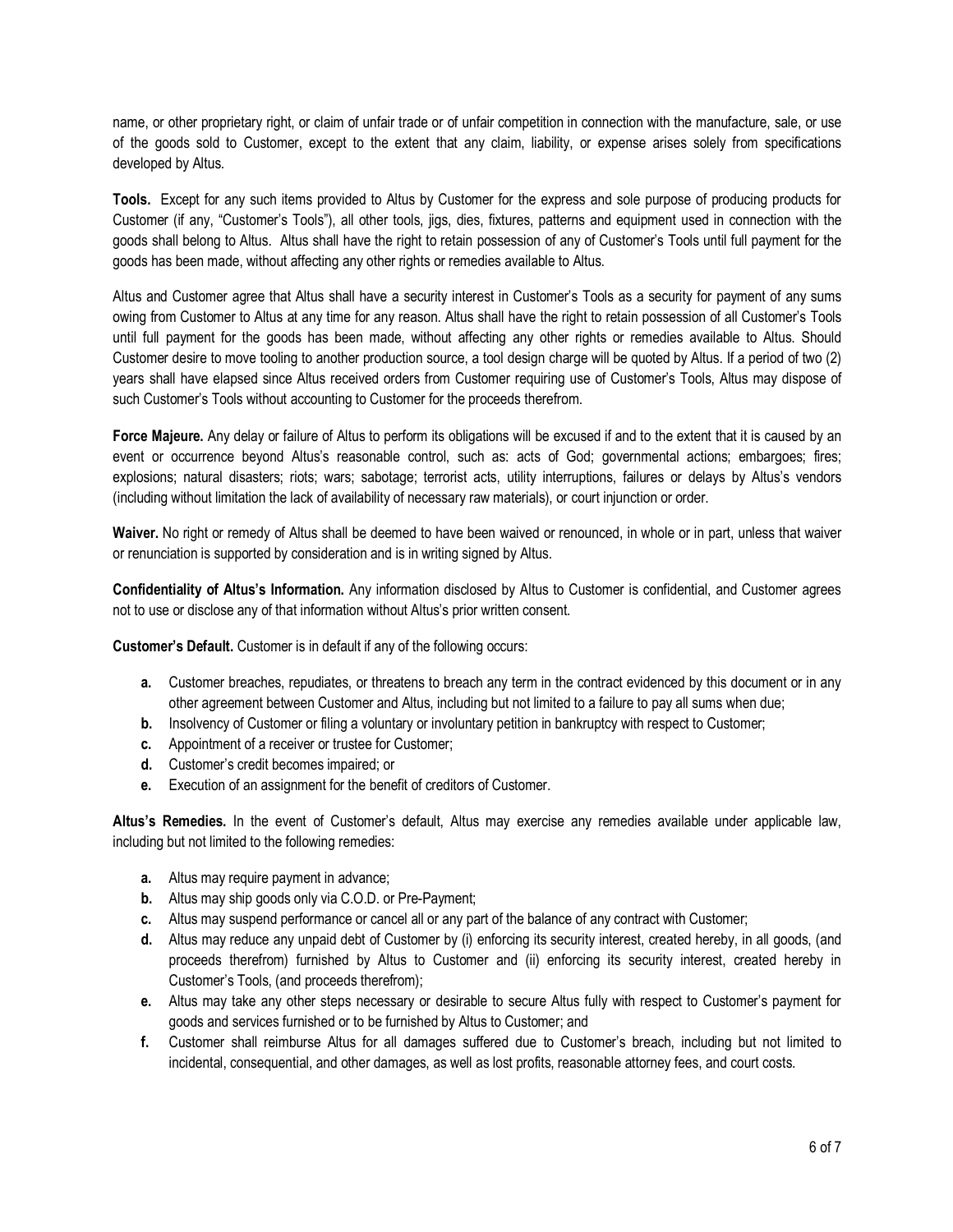name, or other proprietary right, or claim of unfair trade or of unfair competition in connection with the manufacture, sale, or use of the goods sold to Customer, except to the extent that any claim, liability, or expense arises solely from specifications developed by Altus.

**Tools.** Except for any such items provided to Altus by Customer for the express and sole purpose of producing products for Customer (if any, "Customer's Tools"), all other tools, jigs, dies, fixtures, patterns and equipment used in connection with the goods shall belong to Altus. Altus shall have the right to retain possession of any of Customer's Tools until full payment for the goods has been made, without affecting any other rights or remedies available to Altus.

Altus and Customer agree that Altus shall have a security interest in Customer's Tools as a security for payment of any sums owing from Customer to Altus at any time for any reason. Altus shall have the right to retain possession of all Customer's Tools until full payment for the goods has been made, without affecting any other rights or remedies available to Altus. Should Customer desire to move tooling to another production source, a tool design charge will be quoted by Altus. If a period of two (2) years shall have elapsed since Altus received orders from Customer requiring use of Customer's Tools, Altus may dispose of such Customer's Tools without accounting to Customer for the proceeds therefrom.

**Force Majeure.** Any delay or failure of Altus to perform its obligations will be excused if and to the extent that it is caused by an event or occurrence beyond Altus's reasonable control, such as: acts of God; governmental actions; embargoes; fires; explosions; natural disasters; riots; wars; sabotage; terrorist acts, utility interruptions, failures or delays by Altus's vendors (including without limitation the lack of availability of necessary raw materials), or court injunction or order.

**Waiver.** No right or remedy of Altus shall be deemed to have been waived or renounced, in whole or in part, unless that waiver or renunciation is supported by consideration and is in writing signed by Altus.

**Confidentiality of Altus's Information.** Any information disclosed by Altus to Customer is confidential, and Customer agrees not to use or disclose any of that information without Altus's prior written consent.

**Customer's Default.** Customer is in default if any of the following occurs:

- **a.** Customer breaches, repudiates, or threatens to breach any term in the contract evidenced by this document or in any other agreement between Customer and Altus, including but not limited to a failure to pay all sums when due;
- **b.** Insolvency of Customer or filing a voluntary or involuntary petition in bankruptcy with respect to Customer;
- **c.** Appointment of a receiver or trustee for Customer;
- **d.** Customer's credit becomes impaired; or
- **e.** Execution of an assignment for the benefit of creditors of Customer.

**Altus's Remedies.** In the event of Customer's default, Altus may exercise any remedies available under applicable law, including but not limited to the following remedies:

- **a.** Altus may require payment in advance;
- **b.** Altus may ship goods only via C.O.D. or Pre-Payment;
- **c.** Altus may suspend performance or cancel all or any part of the balance of any contract with Customer;
- **d.** Altus may reduce any unpaid debt of Customer by (i) enforcing its security interest, created hereby, in all goods, (and proceeds therefrom) furnished by Altus to Customer and (ii) enforcing its security interest, created hereby in Customer's Tools, (and proceeds therefrom);
- **e.** Altus may take any other steps necessary or desirable to secure Altus fully with respect to Customer's payment for goods and services furnished or to be furnished by Altus to Customer; and
- **f.** Customer shall reimburse Altus for all damages suffered due to Customer's breach, including but not limited to incidental, consequential, and other damages, as well as lost profits, reasonable attorney fees, and court costs.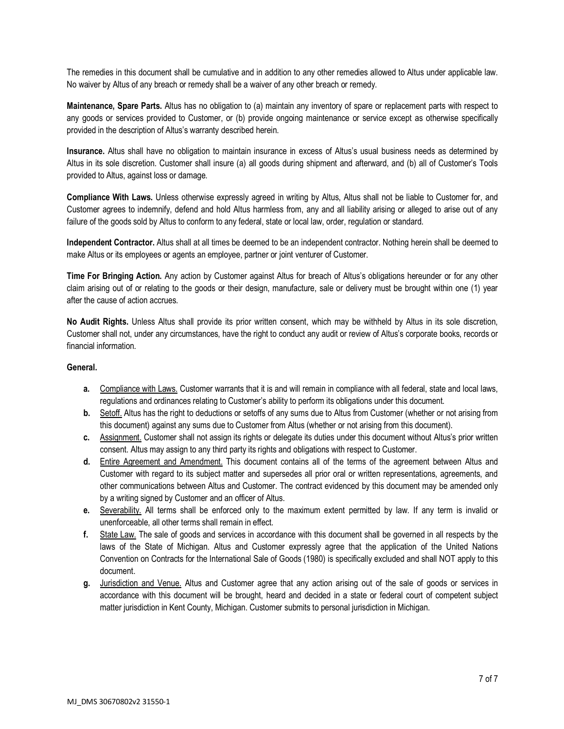The remedies in this document shall be cumulative and in addition to any other remedies allowed to Altus under applicable law. No waiver by Altus of any breach or remedy shall be a waiver of any other breach or remedy.

**Maintenance, Spare Parts.** Altus has no obligation to (a) maintain any inventory of spare or replacement parts with respect to any goods or services provided to Customer, or (b) provide ongoing maintenance or service except as otherwise specifically provided in the description of Altus's warranty described herein.

**Insurance.** Altus shall have no obligation to maintain insurance in excess of Altus's usual business needs as determined by Altus in its sole discretion. Customer shall insure (a) all goods during shipment and afterward, and (b) all of Customer's Tools provided to Altus, against loss or damage.

**Compliance With Laws.** Unless otherwise expressly agreed in writing by Altus, Altus shall not be liable to Customer for, and Customer agrees to indemnify, defend and hold Altus harmless from, any and all liability arising or alleged to arise out of any failure of the goods sold by Altus to conform to any federal, state or local law, order, regulation or standard.

**Independent Contractor.** Altus shall at all times be deemed to be an independent contractor. Nothing herein shall be deemed to make Altus or its employees or agents an employee, partner or joint venturer of Customer.

**Time For Bringing Action.** Any action by Customer against Altus for breach of Altus's obligations hereunder or for any other claim arising out of or relating to the goods or their design, manufacture, sale or delivery must be brought within one (1) year after the cause of action accrues.

**No Audit Rights.** Unless Altus shall provide its prior written consent, which may be withheld by Altus in its sole discretion, Customer shall not, under any circumstances, have the right to conduct any audit or review of Altus's corporate books, records or financial information.

**General.**

- **a.** Compliance with Laws. Customer warrants that it is and will remain in compliance with all federal, state and local laws, regulations and ordinances relating to Customer's ability to perform its obligations under this document.
- **b.** Setoff. Altus has the right to deductions or setoffs of any sums due to Altus from Customer (whether or not arising from this document) against any sums due to Customer from Altus (whether or not arising from this document).
- **c.** Assignment. Customer shall not assign its rights or delegate its duties under this document without Altus's prior written consent. Altus may assign to any third party its rights and obligations with respect to Customer.
- **d.** Entire Agreement and Amendment. This document contains all of the terms of the agreement between Altus and Customer with regard to its subject matter and supersedes all prior oral or written representations, agreements, and other communications between Altus and Customer. The contract evidenced by this document may be amended only by a writing signed by Customer and an officer of Altus.
- **e.** Severability. All terms shall be enforced only to the maximum extent permitted by law. If any term is invalid or unenforceable, all other terms shall remain in effect.
- **f.** State Law. The sale of goods and services in accordance with this document shall be governed in all respects by the laws of the State of Michigan. Altus and Customer expressly agree that the application of the United Nations Convention on Contracts for the International Sale of Goods (1980) is specifically excluded and shall NOT apply to this document.
- **g.** Jurisdiction and Venue. Altus and Customer agree that any action arising out of the sale of goods or services in accordance with this document will be brought, heard and decided in a state or federal court of competent subject matter jurisdiction in Kent County, Michigan. Customer submits to personal jurisdiction in Michigan.

MJ_DMS 30670802v2 31550-1